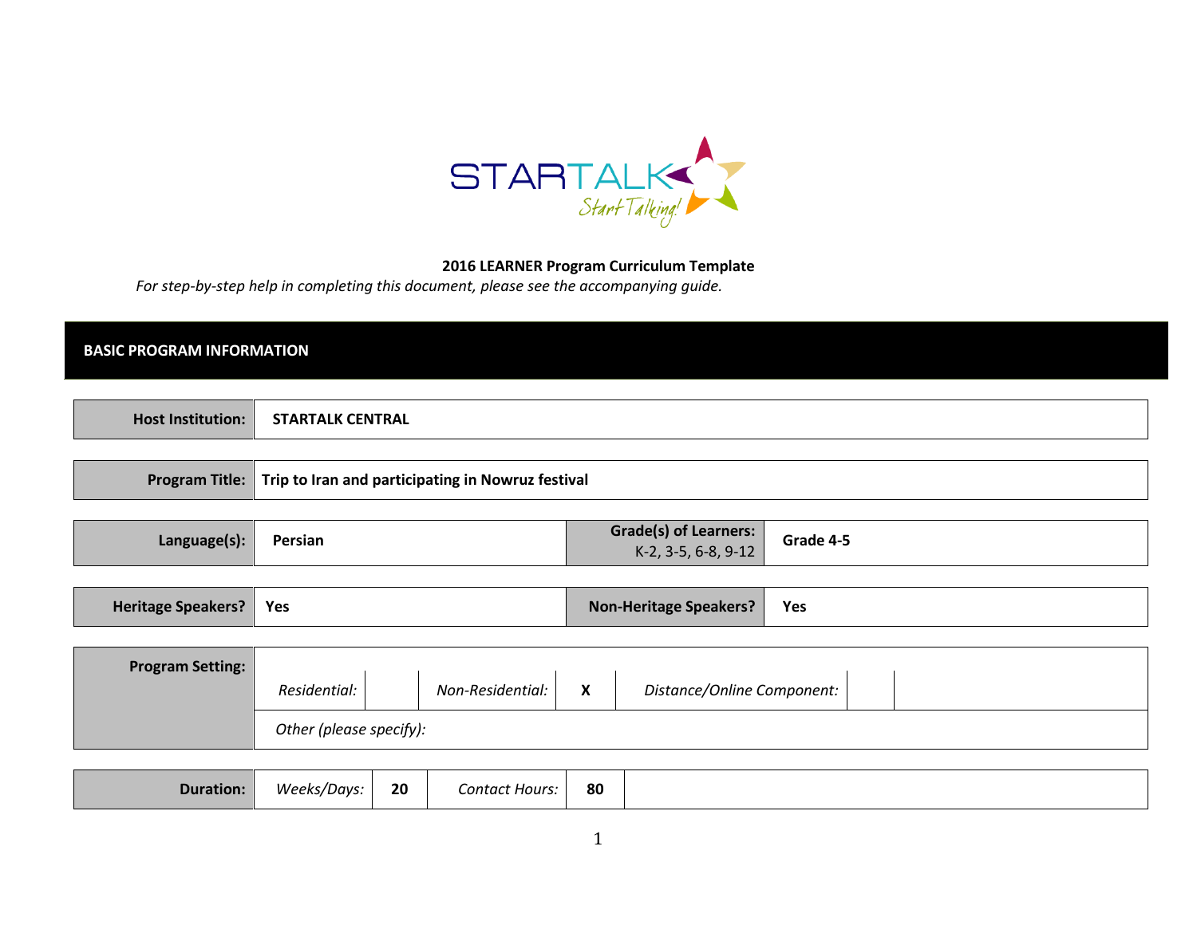**2016 LEARNER Program Curriculum Template**

*For step-by-step help in completing this document, please see the accompanying guide.*

## BASIC PROGRAM INFORMATION

| | |
|---|---|
| **Host Institution:** | **STARTALK CENTRAL** |

| | |
|---|---|
| **Program Title:** | **Trip to Iran and participating in Nowruz festival** |

| | | | |
|---|---|---|---|
| **Language(s):** | **Persian** | **Grade(s) of Learners:** K-2, 3-5, 6-8, 9-12 | **Grade 4-5** |

| | | | |
|---|---|---|---|
| **Heritage Speakers?** | **Yes** | **Non-Heritage Speakers?** | **Yes** |

| | | | | | | |
|---|---|---|---|---|---|---|
| **Program Setting:** | *Residential:* | | *Non-Residential:* | **X** | *Distance/Online Component:* | |
| | *Other (please specify):* | | | | | |

| | | | | |
|---|---|---|---|---|
| **Duration:** | *Weeks/Days:* | **20** | *Contact Hours:* | **80** |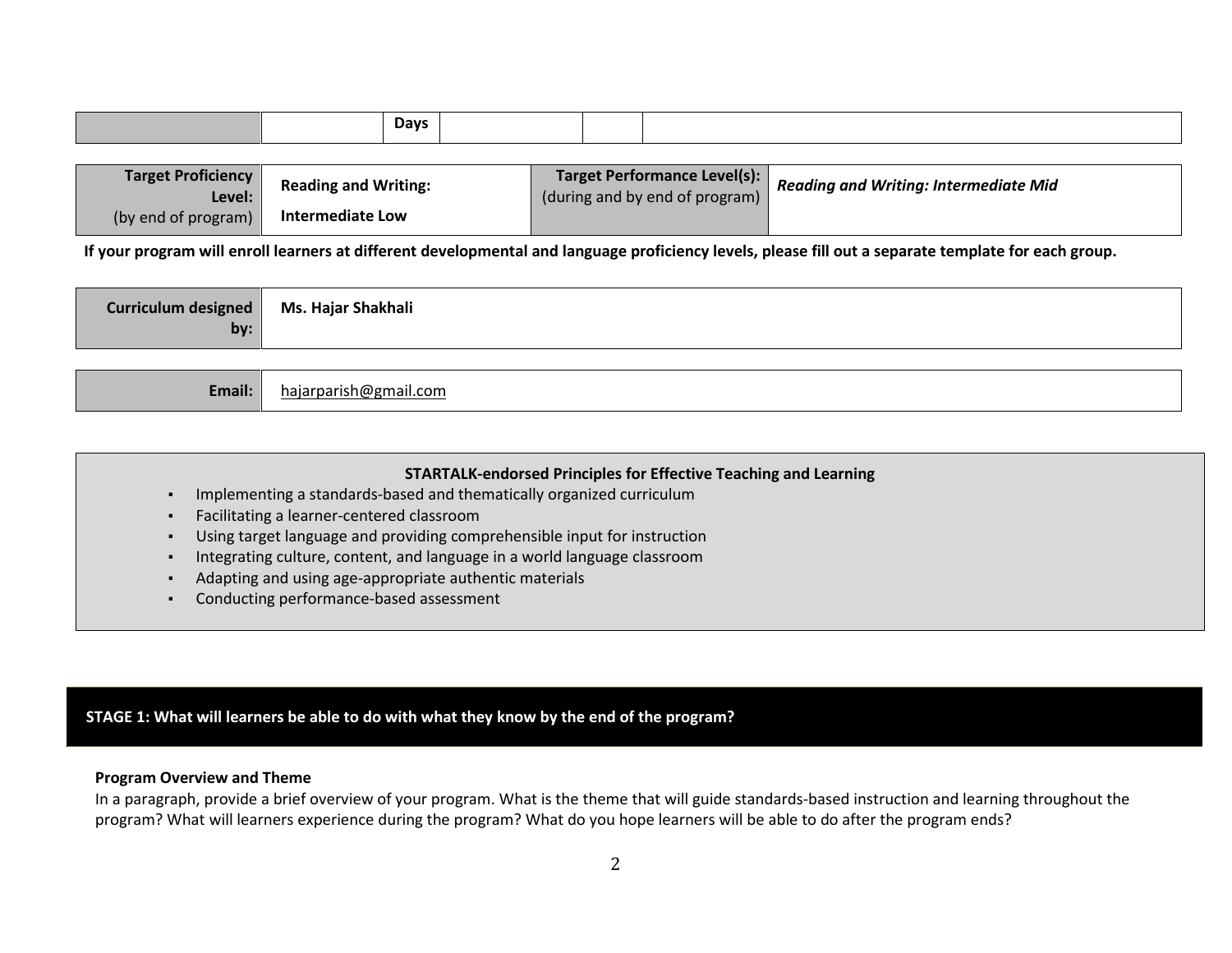| | | Days | | | |
|---|---|---|---|---|---|

| **Target Proficiency Level:** (by end of program) | **Reading and Writing: Intermediate Low** | **Target Performance Level(s):** (during and by end of program) | ***Reading and Writing: Intermediate Mid*** |
|---|---|---|---|

**If your program will enroll learners at different developmental and language proficiency levels, please fill out a separate template for each group.**

| **Curriculum designed by:** | **Ms. Hajar Shakhali** |
|---|---|

| **Email:** | hajarparish@gmail.com |
|---|---|

**STARTALK-endorsed Principles for Effective Teaching and Learning**

- Implementing a standards-based and thematically organized curriculum
- Facilitating a learner-centered classroom
- Using target language and providing comprehensible input for instruction
- Integrating culture, content, and language in a world language classroom
- Adapting and using age-appropriate authentic materials
- Conducting performance-based assessment

## STAGE 1: What will learners be able to do with what they know by the end of the program?

**Program Overview and Theme**

In a paragraph, provide a brief overview of your program. What is the theme that will guide standards-based instruction and learning throughout the program? What will learners experience during the program? What do you hope learners will be able to do after the program ends?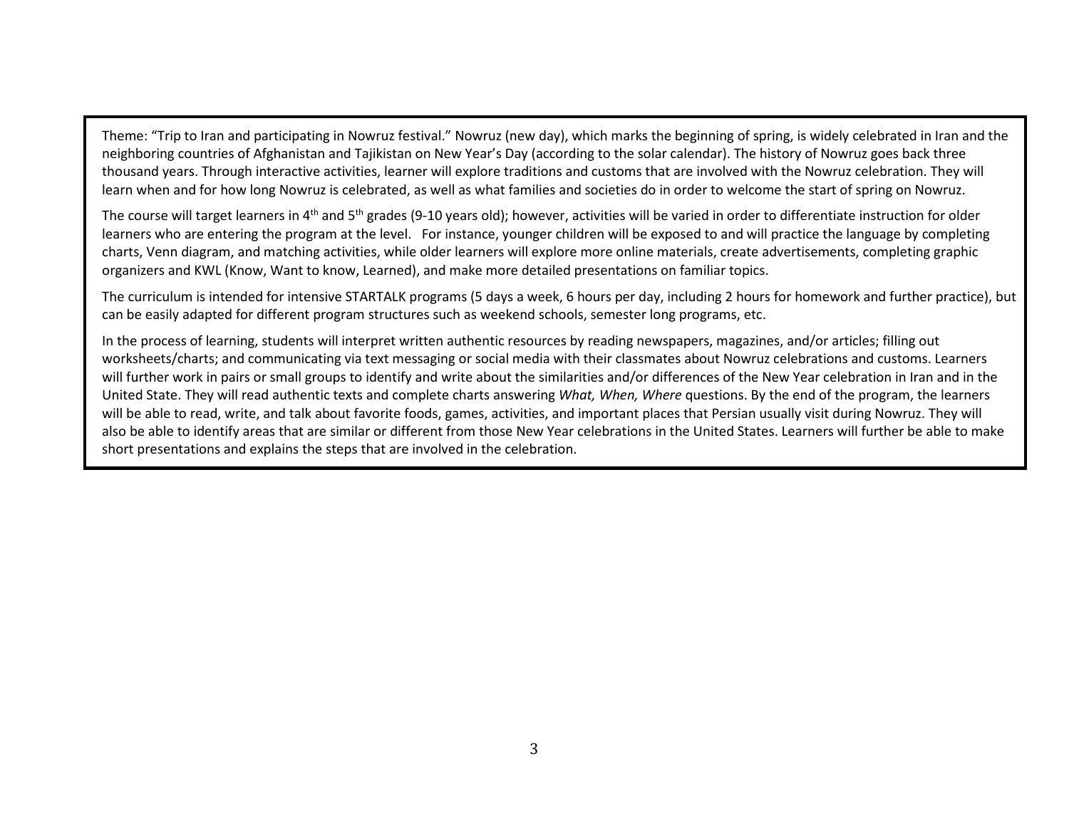Theme: "Trip to Iran and participating in Nowruz festival." Nowruz (new day), which marks the beginning of spring, is widely celebrated in Iran and the neighboring countries of Afghanistan and Tajikistan on New Year's Day (according to the solar calendar). The history of Nowruz goes back three thousand years. Through interactive activities, learner will explore traditions and customs that are involved with the Nowruz celebration. They will learn when and for how long Nowruz is celebrated, as well as what families and societies do in order to welcome the start of spring on Nowruz.

The course will target learners in 4th and 5th grades (9-10 years old); however, activities will be varied in order to differentiate instruction for older learners who are entering the program at the level. For instance, younger children will be exposed to and will practice the language by completing charts, Venn diagram, and matching activities, while older learners will explore more online materials, create advertisements, completing graphic organizers and KWL (Know, Want to know, Learned), and make more detailed presentations on familiar topics.

The curriculum is intended for intensive STARTALK programs (5 days a week, 6 hours per day, including 2 hours for homework and further practice), but can be easily adapted for different program structures such as weekend schools, semester long programs, etc.

In the process of learning, students will interpret written authentic resources by reading newspapers, magazines, and/or articles; filling out worksheets/charts; and communicating via text messaging or social media with their classmates about Nowruz celebrations and customs. Learners will further work in pairs or small groups to identify and write about the similarities and/or differences of the New Year celebration in Iran and in the United State. They will read authentic texts and complete charts answering *What, When, Where* questions. By the end of the program, the learners will be able to read, write, and talk about favorite foods, games, activities, and important places that Persian usually visit during Nowruz. They will also be able to identify areas that are similar or different from those New Year celebrations in the United States. Learners will further be able to make short presentations and explains the steps that are involved in the celebration.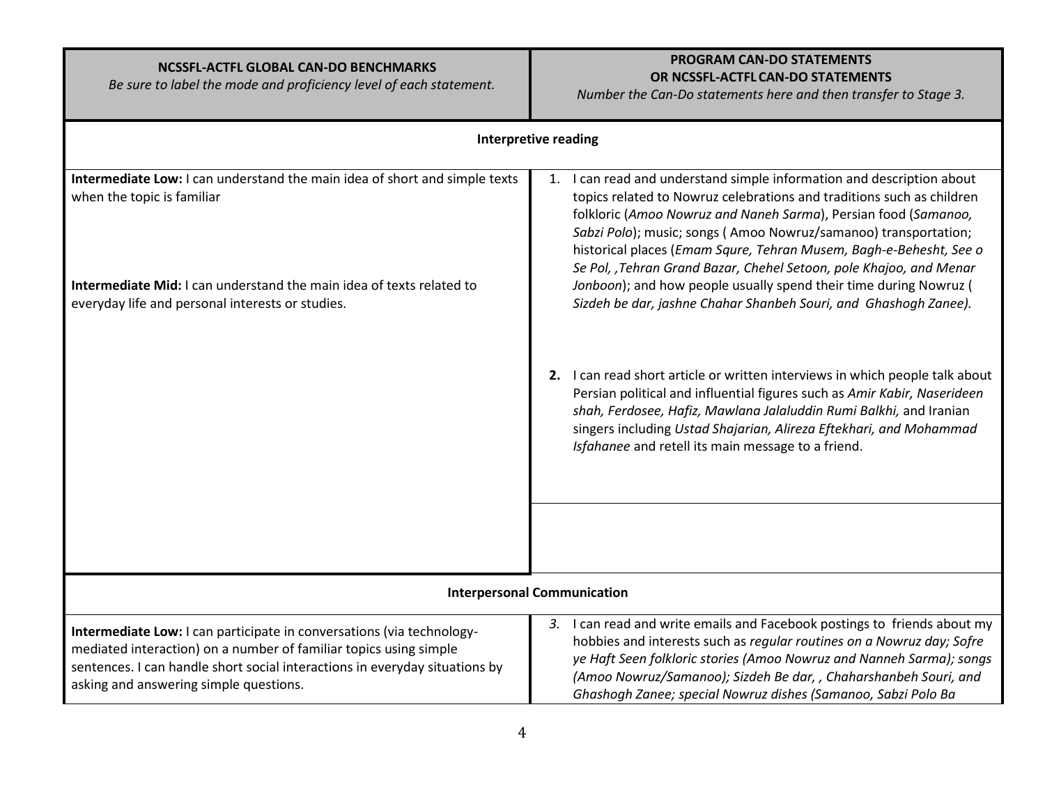| NCSSFL-ACTFL GLOBAL CAN-DO BENCHMARKS<br>*Be sure to label the mode and proficiency level of each statement.* | PROGRAM CAN-DO STATEMENTS<br>OR NCSSFL-ACTFL CAN-DO STATEMENTS<br>*Number the Can-Do statements here and then transfer to Stage 3.* |
|---|---|
| **Interpretive reading** | |
| **Intermediate Low:** I can understand the main idea of short and simple texts when the topic is familiar<br><br>**Intermediate Mid:** I can understand the main idea of texts related to everyday life and personal interests or studies. | 1. I can read and understand simple information and description about topics related to Nowruz celebrations and traditions such as children folkloric (*Amoo Nowruz and Naneh Sarma*), Persian food (*Samanoo, Sabzi Polo*); music; songs ( Amoo Nowruz/samanoo) transportation; historical places (*Emam Squre, Tehran Musem, Bagh-e-Behesht, See o Se Pol, ,Tehran Grand Bazar, Chehel Setoon, pole Khajoo, and Menar Jonboon*); and how people usually spend their time during Nowruz ( *Sizdeh be dar, jashne Chahar Shanbeh Souri, and Ghashogh Zanee).*<br><br>**2.** I can read short article or written interviews in which people talk about Persian political and influential figures such as *Amir Kabir, Naserideen shah, Ferdosee, Hafiz, Mawlana Jalaluddin Rumi Balkhi,* and Iranian singers including *Ustad Shajarian, Alireza Eftekhari, and Mohammad Isfahanee* and retell its main message to a friend. |
| | |
| **Interpersonal Communication** | |
| **Intermediate Low:** I can participate in conversations (via technology-mediated interaction) on a number of familiar topics using simple sentences. I can handle short social interactions in everyday situations by asking and answering simple questions. | *3.* I can read and write emails and Facebook postings to friends about my hobbies and interests such as *regular routines on a Nowruz day; Sofre ye Haft Seen folkloric stories (Amoo Nowruz and Nanneh Sarma); songs (Amoo Nowruz/Samanoo); Sizdeh Be dar, , Chaharshanbeh Souri, and Ghashogh Zanee; special Nowruz dishes (Samanoo, Sabzi Polo Ba* |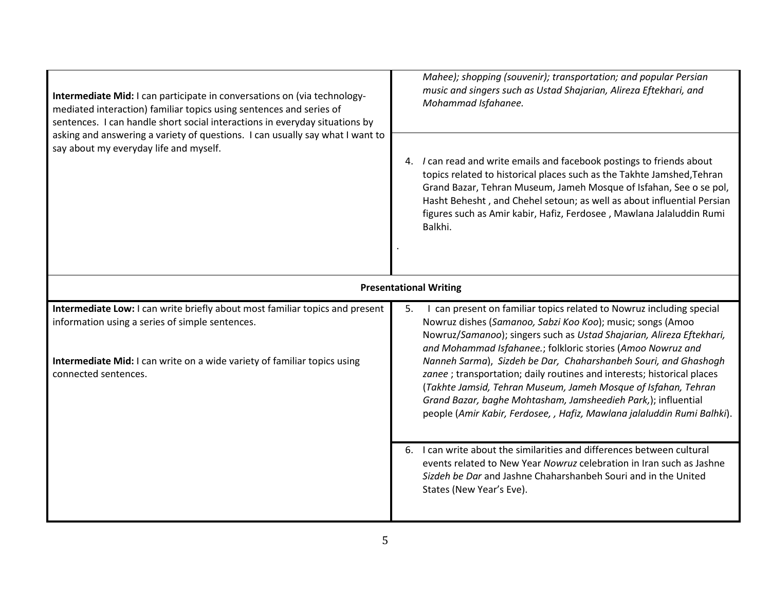| | |
|---|---|
| **Intermediate Mid:** I can participate in conversations on (via technology-mediated interaction) familiar topics using sentences and series of sentences. I can handle short social interactions in everyday situations by asking and answering a variety of questions. I can usually say what I want to say about my everyday life and myself. | *Mahee); shopping (souvenir); transportation; and popular Persian music and singers such as Ustad Shajarian, Alireza Eftekhari, and Mohammad Isfahanee.* |
| | 4. *I* can read and write emails and facebook postings to friends about topics related to historical places such as the Takhte Jamshed,Tehran Grand Bazar, Tehran Museum, Jameh Mosque of Isfahan, See o se pol, Hasht Behesht , and Chehel setoun; as well as about influential Persian figures such as Amir kabir, Hafiz, Ferdosee , Mawlana Jalaluddin Rumi Balkhi. <br>. |
| **Presentational Writing** | |
| **Intermediate Low:** I can write briefly about most familiar topics and present information using a series of simple sentences.<br><br>**Intermediate Mid:** I can write on a wide variety of familiar topics using connected sentences. | 5. I can present on familiar topics related to Nowruz including special Nowruz dishes (*Samanoo, Sabzi Koo Koo*); music; songs (Amoo Nowruz/*Samanoo*); singers such as *Ustad Shajarian, Alireza Eftekhari, and Mohammad Isfahanee.*; folkloric stories (*Amoo Nowruz and Nanneh Sarma*), *Sizdeh be Dar, Chaharshanbeh Souri, and Ghashogh zanee* ; transportation; daily routines and interests; historical places (*Takhte Jamsid, Tehran Museum, Jameh Mosque of Isfahan, Tehran Grand Bazar, baghe Mohtasham, Jamsheedieh Park,*); influential people (*Amir Kabir, Ferdosee, , Hafiz, Mawlana jalaluddin Rumi Balhki*). |
| | 6. I can write about the similarities and differences between cultural events related to New Year *Nowruz* celebration in Iran such as Jashne *Sizdeh be Dar* and Jashne Chaharshanbeh Souri and in the United States (New Year's Eve). |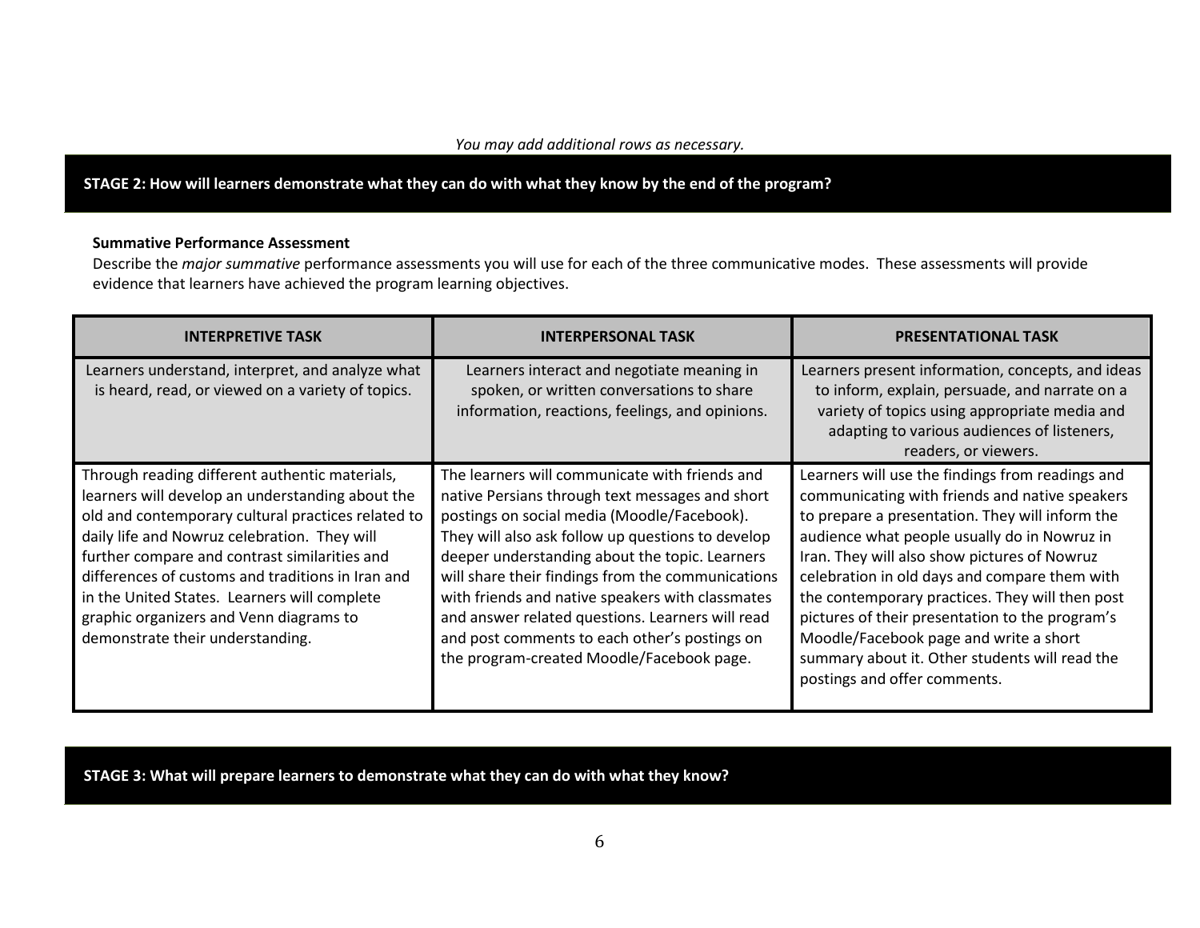*You may add additional rows as necessary.*

## STAGE 2: How will learners demonstrate what they can do with what they know by the end of the program?

**Summative Performance Assessment**

Describe the *major summative* performance assessments you will use for each of the three communicative modes. These assessments will provide evidence that learners have achieved the program learning objectives.

| INTERPRETIVE TASK | INTERPERSONAL TASK | PRESENTATIONAL TASK |
|---|---|---|
| Learners understand, interpret, and analyze what is heard, read, or viewed on a variety of topics. | Learners interact and negotiate meaning in spoken, or written conversations to share information, reactions, feelings, and opinions. | Learners present information, concepts, and ideas to inform, explain, persuade, and narrate on a variety of topics using appropriate media and adapting to various audiences of listeners, readers, or viewers. |
| Through reading different authentic materials, learners will develop an understanding about the old and contemporary cultural practices related to daily life and Nowruz celebration. They will further compare and contrast similarities and differences of customs and traditions in Iran and in the United States. Learners will complete graphic organizers and Venn diagrams to demonstrate their understanding. | The learners will communicate with friends and native Persians through text messages and short postings on social media (Moodle/Facebook). They will also ask follow up questions to develop deeper understanding about the topic. Learners will share their findings from the communications with friends and native speakers with classmates and answer related questions. Learners will read and post comments to each other's postings on the program-created Moodle/Facebook page. | Learners will use the findings from readings and communicating with friends and native speakers to prepare a presentation. They will inform the audience what people usually do in Nowruz in Iran. They will also show pictures of Nowruz celebration in old days and compare them with the contemporary practices. They will then post pictures of their presentation to the program's Moodle/Facebook page and write a short summary about it. Other students will read the postings and offer comments. |

## STAGE 3: What will prepare learners to demonstrate what they can do with what they know?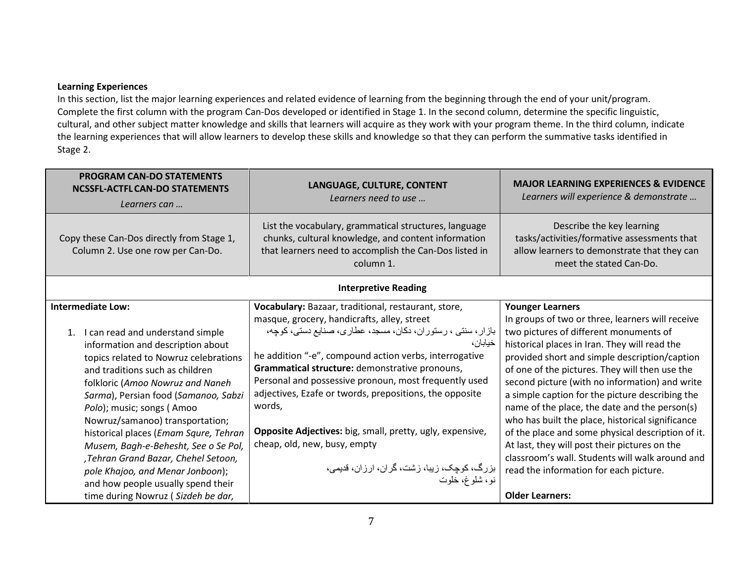**Learning Experiences**

In this section, list the major learning experiences and related evidence of learning from the beginning through the end of your unit/program. Complete the first column with the program Can-Dos developed or identified in Stage 1. In the second column, determine the specific linguistic, cultural, and other subject matter knowledge and skills that learners will acquire as they work with your program theme. In the third column, indicate the learning experiences that will allow learners to develop these skills and knowledge so that they can perform the summative tasks identified in Stage 2.

| **PROGRAM CAN-DO STATEMENTS NCSSFL-ACTFL CAN-DO STATEMENTS** *Learners can …* | **LANGUAGE, CULTURE, CONTENT** *Learners need to use …* | **MAJOR LEARNING EXPERIENCES & EVIDENCE** *Learners will experience & demonstrate …* |
|---|---|---|
| Copy these Can-Dos directly from Stage 1, Column 2. Use one row per Can-Do. | List the vocabulary, grammatical structures, language chunks, cultural knowledge, and content information that learners need to accomplish the Can-Dos listed in column 1. | Describe the key learning tasks/activities/formative assessments that allow learners to demonstrate that they can meet the stated Can-Do. |
| **Interpretive Reading** | | |
| **Intermediate Low:**<br><br>1. I can read and understand simple information and description about topics related to Nowruz celebrations and traditions such as children folkloric (*Amoo Nowruz and Naneh Sarma*), Persian food (*Samanoo, Sabzi Polo*); music; songs ( Amoo Nowruz/samanoo) transportation; historical places (*Emam Squre, Tehran Musem, Bagh-e-Behesht, See o Se Pol, ,Tehran Grand Bazar, Chehel Setoon, pole Khajoo, and Menar Jonboon*); and how people usually spend their time during Nowruz ( *Sizdeh be dar,* | **Vocabulary:** Bazaar, traditional, restaurant, store, masque, grocery, handicrafts, alley, street<br>بازار، سنتی ، رستوران، دکان، مسجد، عطاری، صنایع دستی، کوچه، خیابان،<br>he addition "-e", compound action verbs, interrogative<br>**Grammatical structure:** demonstrative pronouns, Personal and possessive pronoun, most frequently used adjectives, Ezafe or twords, prepositions, the opposite words,<br><br>**Opposite Adjectives:** big, small, pretty, ugly, expensive, cheap, old, new, busy, empty<br><br>بزرگ، کوچک، زیبا، زشت، گران، ارزان، قدیمی، نو، شلوغ، خلوت | **Younger Learners**<br>In groups of two or three, learners will receive two pictures of different monuments of historical places in Iran. They will read the provided short and simple description/caption of one of the pictures. They will then use the second picture (with no information) and write a simple caption for the picture describing the name of the place, the date and the person(s) who has built the place, historical significance of the place and some physical description of it. At last, they will post their pictures on the classroom's wall. Students will walk around and read the information for each picture.<br><br>**Older Learners:** |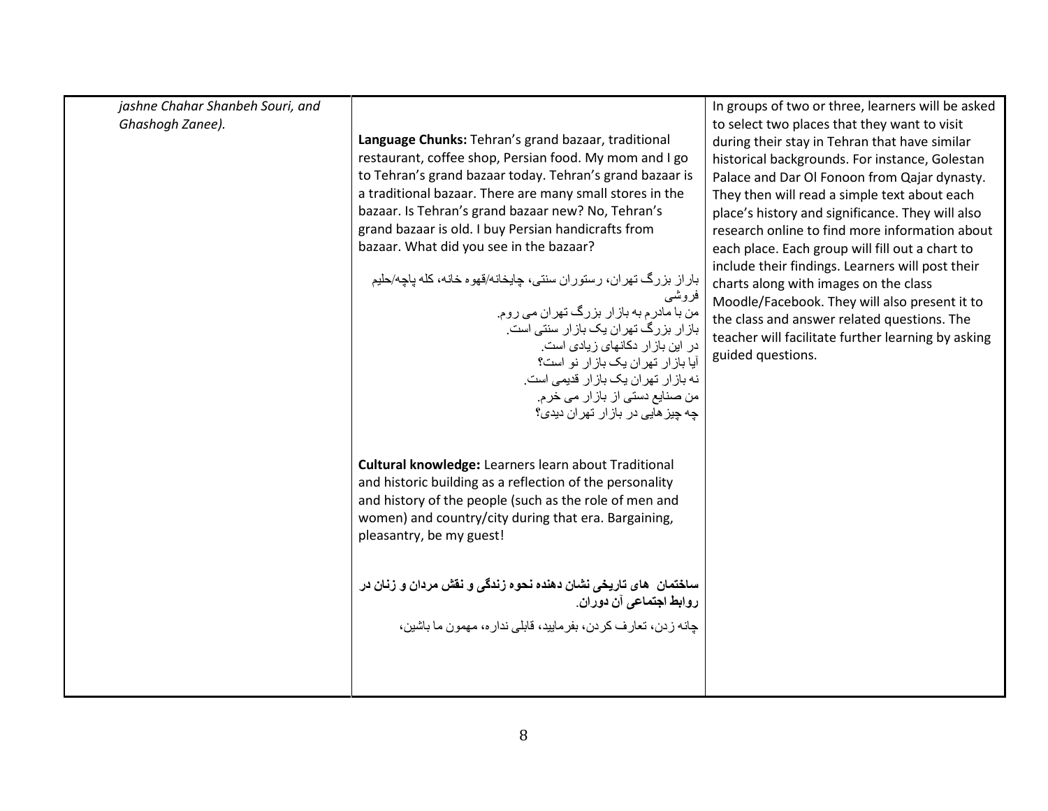| | | |
|---|---|---|
| *jashne Chahar Shanbeh Souri, and Ghashogh Zanee).* | **Language Chunks:** Tehran's grand bazaar, traditional restaurant, coffee shop, Persian food. My mom and I go to Tehran's grand bazaar today. Tehran's grand bazaar is a traditional bazaar. There are many small stores in the bazaar. Is Tehran's grand bazaar new? No, Tehran's grand bazaar is old. I buy Persian handicrafts from bazaar. What did you see in the bazaar?<br><br>باراز بزرگ تهران، رستوران سنتی، چایخانه/قهوه خانه، کله پاچه/حلیم فروشی<br>من با مادرم به بازار بزرگ تهران می روم.<br>بازار بزرگ تهران یک بازار سنتی است.<br>در این بازار دکانهای زیادی است.<br>آیا بازار تهران یک بازار نو است؟<br>نه بازار تهران یک بازار قدیمی است.<br>من صنایع دستی از بازار می خرم.<br>چه چیزهایی در بازار تهران دیدی؟<br><br>**Cultural knowledge:** Learners learn about Traditional and historic building as a reflection of the personality and history of the people (such as the role of men and women) and country/city during that era. Bargaining, pleasantry, be my guest!<br><br>**ساختمان های تاریخی نشان دهنده نحوه زندگی و نقش مردان و زنان در روابط اجتماعی آن دوران**.<br><br>چانه زدن، تعارف کردن، بفرمایید، قابلی نداره، مهمون ما باشین، | In groups of two or three, learners will be asked to select two places that they want to visit during their stay in Tehran that have similar historical backgrounds. For instance, Golestan Palace and Dar Ol Fonoon from Qajar dynasty. They then will read a simple text about each place's history and significance. They will also research online to find more information about each place. Each group will fill out a chart to include their findings. Learners will post their charts along with images on the class Moodle/Facebook. They will also present it to the class and answer related questions. The teacher will facilitate further learning by asking guided questions. |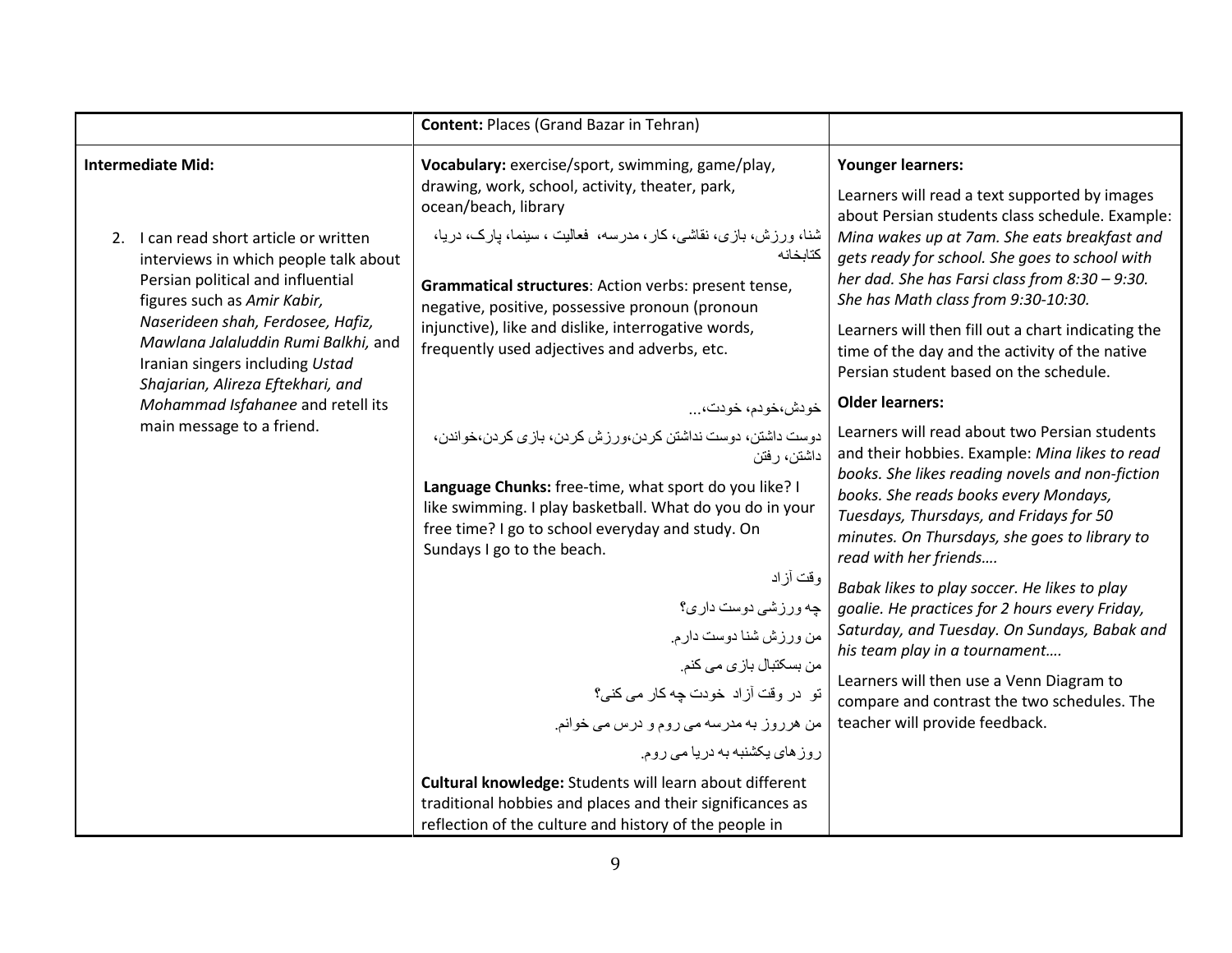| | Content: Places (Grand Bazar in Tehran) | |
|---|---|---|
| **Intermediate Mid:**<br><br>2. I can read short article or written interviews in which people talk about Persian political and influential figures such as *Amir Kabir, Naserideen shah, Ferdosee, Hafiz, Mawlana Jalaluddin Rumi Balkhi,* and Iranian singers including *Ustad Shajarian, Alireza Eftekhari, and Mohammad Isfahanee* and retell its main message to a friend. | **Vocabulary:** exercise/sport, swimming, game/play, drawing, work, school, activity, theater, park, ocean/beach, library<br><br>شنا، ورزش، بازی، نقاشی، کار، مدرسه، فعالیت ، سینما، پارک، دریا، کتابخانه<br><br>**Grammatical structures**: Action verbs: present tense, negative, positive, possessive pronoun (pronoun injunctive), like and dislike, interrogative words, frequently used adjectives and adverbs, etc.<br><br>خودش،خودم، خودت،...<br><br>دوست داشتن، دوست نداشتن کردن،ورزش کردن، بازی کردن،خواندن، داشتن، رفتن<br><br>**Language Chunks:** free-time, what sport do you like? I like swimming. I play basketball. What do you do in your free time? I go to school everyday and study. On Sundays I go to the beach.<br><br>وقت آزاد<br><br>چه ورزشی دوست داری؟<br><br>من ورزش شنا دوست دارم.<br><br>من بسکتبال بازی می کنم.<br><br>تو در وقت آزاد خودت چه کار می کنی؟<br><br>من هرروز به مدرسه می روم و درس می خوانم.<br><br>روزهای یکشنبه به دریا می روم.<br><br>**Cultural knowledge:** Students will learn about different traditional hobbies and places and their significances as reflection of the culture and history of the people in | **Younger learners:**<br><br>Learners will read a text supported by images about Persian students class schedule. Example: *Mina wakes up at 7am. She eats breakfast and gets ready for school. She goes to school with her dad. She has Farsi class from 8:30 – 9:30. She has Math class from 9:30-10:30.*<br><br>Learners will then fill out a chart indicating the time of the day and the activity of the native Persian student based on the schedule.<br><br>**Older learners:**<br><br>Learners will read about two Persian students and their hobbies. Example: *Mina likes to read books. She likes reading novels and non-fiction books. She reads books every Mondays, Tuesdays, Thursdays, and Fridays for 50 minutes. On Thursdays, she goes to library to read with her friends….*<br><br>*Babak likes to play soccer. He likes to play goalie. He practices for 2 hours every Friday, Saturday, and Tuesday. On Sundays, Babak and his team play in a tournament….*<br><br>Learners will then use a Venn Diagram to compare and contrast the two schedules. The teacher will provide feedback. |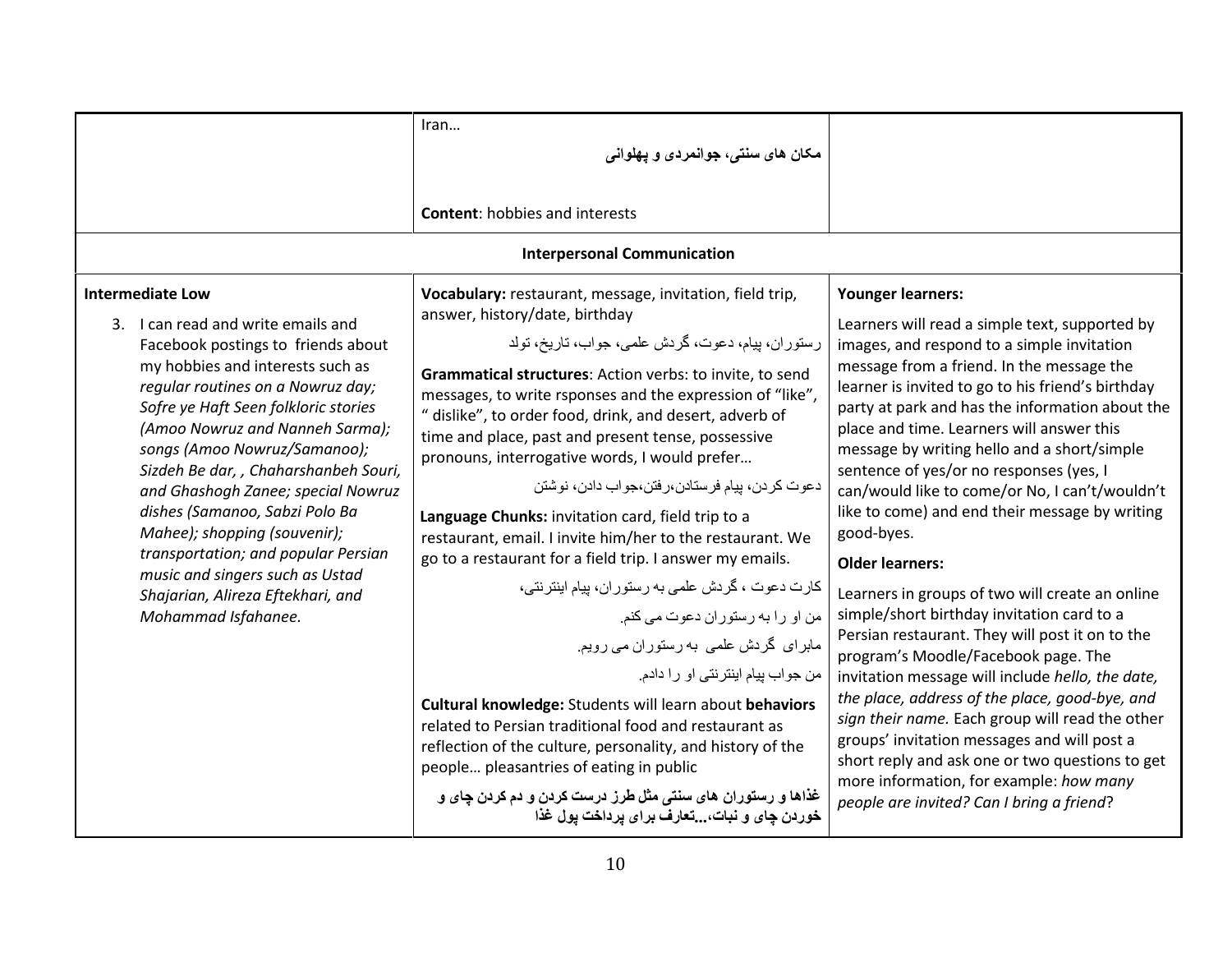| | | |
|---|---|---|
| | Iran…<br><br>**مکان های سنتی، جوانمردی و پهلوانی**<br><br>**Content**: hobbies and interests | |
| **Interpersonal Communication** | | |
| **Intermediate Low**<br><br>3. I can read and write emails and Facebook postings to friends about my hobbies and interests such as *regular routines on a Nowruz day; Sofre ye Haft Seen folkloric stories (Amoo Nowruz and Nanneh Sarma); songs (Amoo Nowruz/Samanoo); Sizdeh Be dar, , Chaharshanbeh Souri, and Ghashogh Zanee; special Nowruz dishes (Samanoo, Sabzi Polo Ba Mahee); shopping (souvenir); transportation; and popular Persian music and singers such as Ustad Shajarian, Alireza Eftekhari, and Mohammad Isfahanee.* | **Vocabulary:** restaurant, message, invitation, field trip, answer, history/date, birthday<br><br>رستوران، پیام، دعوت، گردش علمی، جواب، تاریخ، تولد<br><br>**Grammatical structures**: Action verbs: to invite, to send messages, to write rsponses and the expression of "like", " dislike", to order food, drink, and desert, adverb of time and place, past and present tense, possessive pronouns, interrogative words, I would prefer…<br><br>دعوت کردن، پیام فرستادن،رفتن،جواب دادن، نوشتن<br><br>**Language Chunks:** invitation card, field trip to a restaurant, email. I invite him/her to the restaurant. We go to a restaurant for a field trip. I answer my emails.<br><br>کارت دعوت ، گردش علمی به رستوران، پیام اینترنتی،<br><br>من او را به رستوران دعوت می کنم.<br><br>مابرای گردش علمی به رستوران می رویم.<br><br>من جواب پیام اینترنتی او را دادم.<br><br>**Cultural knowledge:** Students will learn about **behaviors** related to Persian traditional food and restaurant as reflection of the culture, personality, and history of the people… pleasantries of eating in public<br><br>**غذاها و رستوران های سنتی مثل طرز درست کردن و دم کردن چای و خوردن چای و نبات،...تعارف برای پرداخت پول غذا** | **Younger learners:**<br><br>Learners will read a simple text, supported by images, and respond to a simple invitation message from a friend. In the message the learner is invited to go to his friend's birthday party at park and has the information about the place and time. Learners will answer this message by writing hello and a short/simple sentence of yes/or no responses (yes, I can/would like to come/or No, I can't/wouldn't like to come) and end their message by writing good-byes.<br><br>**Older learners:**<br><br>Learners in groups of two will create an online simple/short birthday invitation card to a Persian restaurant. They will post it on to the program's Moodle/Facebook page. The invitation message will include *hello, the date, the place, address of the place, good-bye, and sign their name.* Each group will read the other groups' invitation messages and will post a short reply and ask one or two questions to get more information, for example: *how many people are invited? Can I bring a friend*? |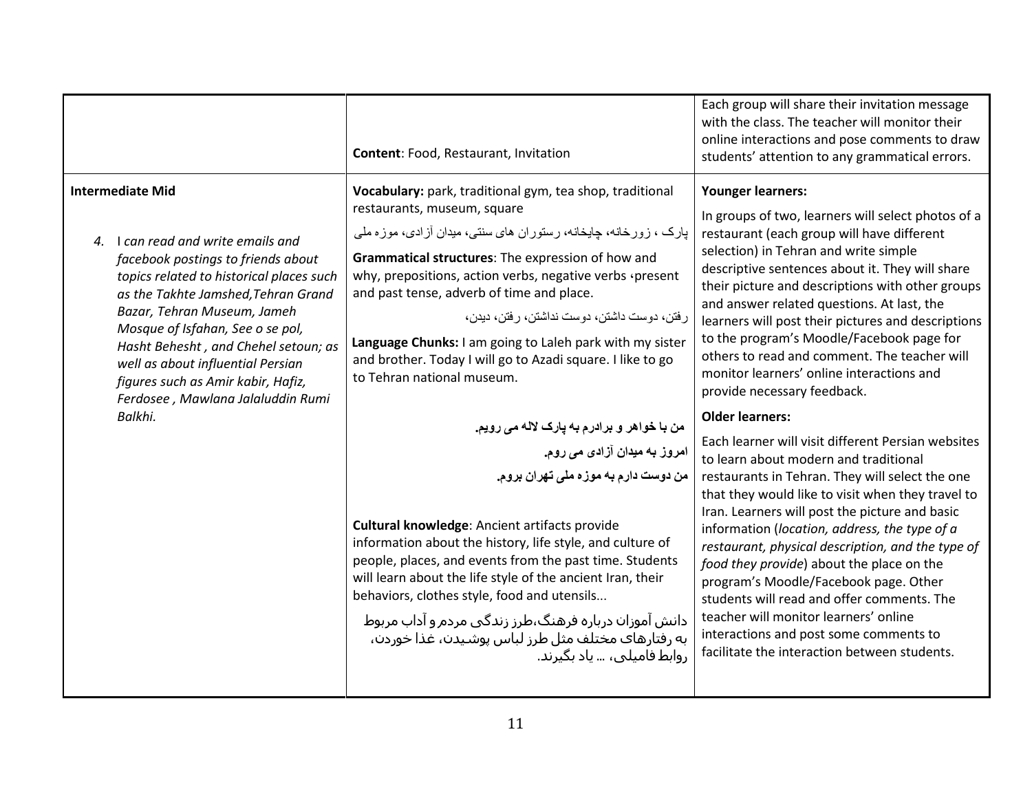| | | |
|---|---|---|
| | **Content**: Food, Restaurant, Invitation | Each group will share their invitation message with the class. The teacher will monitor their online interactions and pose comments to draw students' attention to any grammatical errors. |
| **Intermediate Mid**<br><br>4. *I can read and write emails and facebook postings to friends about topics related to historical places such as the Takhte Jamshed,Tehran Grand Bazar, Tehran Museum, Jameh Mosque of Isfahan, See o se pol, Hasht Behesht , and Chehel setoun; as well as about influential Persian figures such as Amir kabir, Hafiz, Ferdosee , Mawlana Jalaluddin Rumi Balkhi.* | **Vocabulary:** park, traditional gym, tea shop, traditional restaurants, museum, square<br><br>پارک ، زورخانه، چایخانه، رستوران های سنتی، میدان آزادی، موزه ملی<br><br>**Grammatical structures**: The expression of how and why, prepositions, action verbs, negative verbs ،present and past tense, adverb of time and place.<br><br>رفتن، دوست داشتن، دوست نداشتن، رفتن، دیدن،<br><br>**Language Chunks:** I am going to Laleh park with my sister and brother. Today I will go to Azadi square. I like to go to Tehran national museum.<br><br>**من با خواهر و برادرم به پارک لاله می رویم.**<br>**امروز به میدان آزادی می روم.**<br>**من دوست دارم به موزه ملی تهران بروم.**<br><br>**Cultural knowledge**: Ancient artifacts provide information about the history, life style, and culture of people, places, and events from the past time. Students will learn about the life style of the ancient Iran, their behaviors, clothes style, food and utensils...<br><br>دانش آموزان درباره فرهنگ،طرز زندگی مردم و آداب مربوط به رفتارهای مختلف مثل طرز لباس پوشیدن، غذا خوردن، روابط فامیلی، ... یاد بگیرند. | **Younger learners:**<br><br>In groups of two, learners will select photos of a restaurant (each group will have different selection) in Tehran and write simple descriptive sentences about it. They will share their picture and descriptions with other groups and answer related questions. At last, the learners will post their pictures and descriptions to the program's Moodle/Facebook page for others to read and comment. The teacher will monitor learners' online interactions and provide necessary feedback.<br><br>**Older learners:**<br><br>Each learner will visit different Persian websites to learn about modern and traditional restaurants in Tehran. They will select the one that they would like to visit when they travel to Iran. Learners will post the picture and basic information (*location, address, the type of a restaurant, physical description, and the type of food they provide*) about the place on the program's Moodle/Facebook page. Other students will read and offer comments. The teacher will monitor learners' online interactions and post some comments to facilitate the interaction between students. |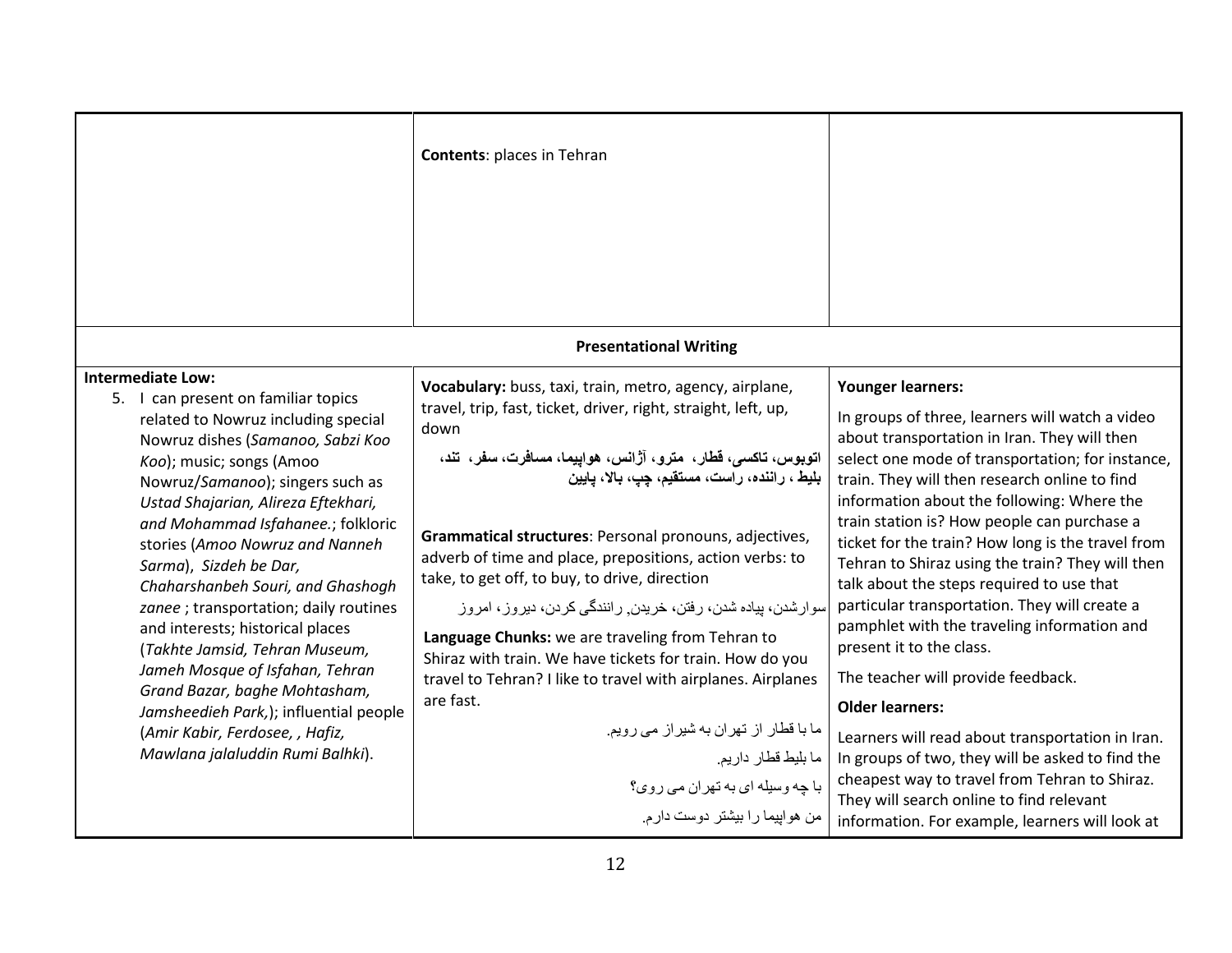| | | |
|---|---|---|
| | **Contents**: places in Tehran | |
| **Presentational Writing** | | |
| **Intermediate Low:**<br>5. I can present on familiar topics related to Nowruz including special Nowruz dishes (*Samanoo, Sabzi Koo Koo*); music; songs (Amoo Nowruz/*Samanoo*); singers such as *Ustad Shajarian, Alireza Eftekhari, and Mohammad Isfahanee.*; folkloric stories (*Amoo Nowruz and Nanneh Sarma*), *Sizdeh be Dar, Chaharshanbeh Souri, and Ghashogh zanee* ; transportation; daily routines and interests; historical places (*Takhte Jamsid, Tehran Museum, Jameh Mosque of Isfahan, Tehran Grand Bazar, baghe Mohtasham, Jamsheedieh Park,*); influential people (*Amir Kabir, Ferdosee, , Hafiz, Mawlana jalaluddin Rumi Balhki*). | **Vocabulary:** buss, taxi, train, metro, agency, airplane, travel, trip, fast, ticket, driver, right, straight, left, up, down<br>**اتوبوس، تاکسی، قطار، مترو، آژانس، هواپیما، مسافرت، سفر، تند، بلیط ، راننده، راست، مستقیم، چپ، بالا، پایین**<br><br>**Grammatical structures**: Personal pronouns, adjectives, adverb of time and place, prepositions, action verbs: to take, to get off, to buy, to drive, direction<br>سوارشدن، پیاده شدن، رفتن، خریدن, رانندگی کردن، دیروز، امروز<br>**Language Chunks:** we are traveling from Tehran to Shiraz with train. We have tickets for train. How do you travel to Tehran? I like to travel with airplanes. Airplanes are fast.<br>ما با قطار از تهران به شیراز می رویم.<br>ما بلیط قطار داریم.<br>با چه وسیله ای به تهران می روی؟<br>من هواپیما را بیشتر دوست دارم. | **Younger learners:**<br>In groups of three, learners will watch a video about transportation in Iran. They will then select one mode of transportation; for instance, train. They will then research online to find information about the following: Where the train station is? How people can purchase a ticket for the train? How long is the travel from Tehran to Shiraz using the train? They will then talk about the steps required to use that particular transportation. They will create a pamphlet with the traveling information and present it to the class.<br>The teacher will provide feedback.<br>**Older learners:**<br>Learners will read about transportation in Iran. In groups of two, they will be asked to find the cheapest way to travel from Tehran to Shiraz. They will search online to find relevant information. For example, learners will look at |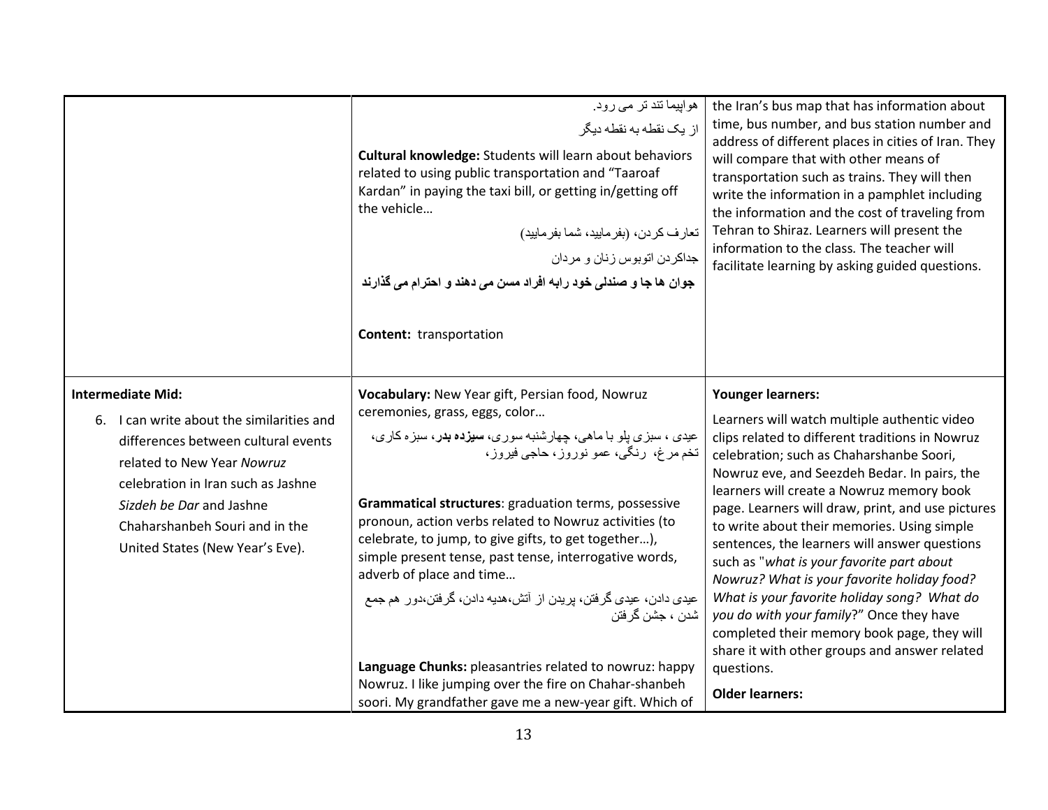| | | |
|---|---|---|
| | هواپیما تند تر می رود.<br>از یک نقطه به نقطه دیگر<br><br>**Cultural knowledge:** Students will learn about behaviors related to using public transportation and "Taaroaf Kardan" in paying the taxi bill, or getting in/getting off the vehicle…<br><br>تعارف کردن، (بفرمایید، شما بفرمایید)<br>جداکردن اتوبوس زنان و مردان<br>**جوان ها جا و صندلی خود رابه افراد مسن می دهند و احترام می گذارند**<br><br>**Content:** transportation | the Iran's bus map that has information about time, bus number, and bus station number and address of different places in cities of Iran. They will compare that with other means of transportation such as trains. They will then write the information in a pamphlet including the information and the cost of traveling from Tehran to Shiraz. Learners will present the information to the class*.* The teacher will facilitate learning by asking guided questions. |
| **Intermediate Mid:**<br><br>6. I can write about the similarities and differences between cultural events related to New Year *Nowruz* celebration in Iran such as Jashne *Sizdeh be Dar* and Jashne Chaharshanbeh Souri and in the United States (New Year's Eve). | **Vocabulary:** New Year gift, Persian food, Nowruz ceremonies, grass, eggs, color…<br><br>عیدی ، سبزی پلو با ماهی، چهارشنبه سوری، **سیزده بدر**، سبزه کاری، تخم مرغ، رنگی، عمو نوروز، حاجی فیروز،<br><br>**Grammatical structures**: graduation terms, possessive pronoun, action verbs related to Nowruz activities (to celebrate, to jump, to give gifts, to get together…), simple present tense, past tense, interrogative words, adverb of place and time…<br><br>عیدی دادن، عیدی گرفتن، پریدن از آتش،هدیه دادن، گرفتن،دور هم جمع شدن ، جشن گرفتن<br><br>**Language Chunks:** pleasantries related to nowruz: happy Nowruz. I like jumping over the fire on Chahar-shanbeh soori. My grandfather gave me a new-year gift. Which of | **Younger learners:**<br><br>Learners will watch multiple authentic video clips related to different traditions in Nowruz celebration; such as Chaharshanbe Soori, Nowruz eve, and Seezdeh Bedar. In pairs, the learners will create a Nowruz memory book page. Learners will draw, print, and use pictures to write about their memories. Using simple sentences, the learners will answer questions such as "*what is your favorite part about Nowruz? What is your favorite holiday food? What is your favorite holiday song? What do you do with your family*?" Once they have completed their memory book page, they will share it with other groups and answer related questions.<br><br>**Older learners:** |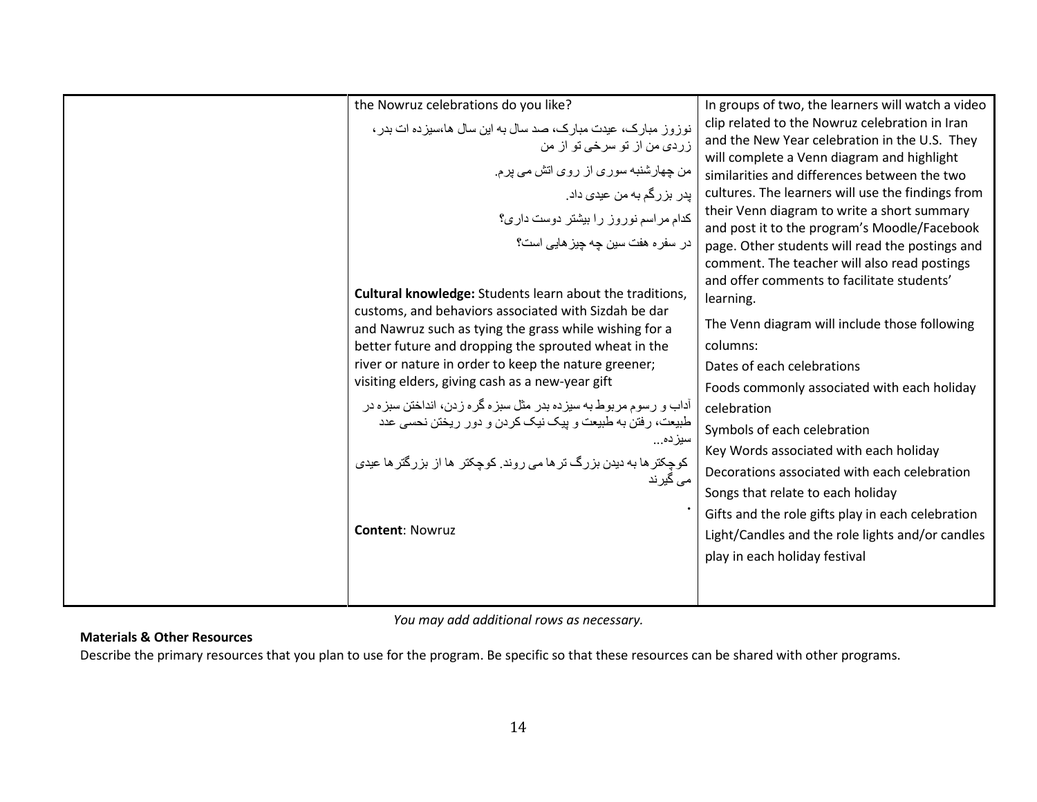| | | |
|---|---|---|
| | the Nowruz celebrations do you like?<br><br>نوزوز مبارک، عیدت مبارک، صد سال به این سال ها،سیزده ات بدر، زردی من از تو سرخی تو از من<br><br>من چهارشنبه سوری از روی اتش می پرم.<br><br>پدر بزرگم به من عیدی داد.<br><br>کدام مراسم نوروز را بیشتر دوست داری؟<br><br>در سفره هفت سین چه چیزهایی است؟<br><br>**Cultural knowledge:** Students learn about the traditions, customs, and behaviors associated with Sizdah be dar and Nawruz such as tying the grass while wishing for a better future and dropping the sprouted wheat in the river or nature in order to keep the nature greener; visiting elders, giving cash as a new-year gift<br><br>آداب و رسوم مربوط به سیزده بدر مثل سبزه گره زدن، انداختن سبزه در طبیعت، رفتن به طبیعت و پیک نیک کردن و دور ریختن نحسی عدد سیزده...<br><br>کوچکترها به دیدن بزرگ ترها می روند. کوچکتر ها از بزرگترها عیدی می گیرند<br><br>.<br><br>**Content**: Nowruz | In groups of two, the learners will watch a video clip related to the Nowruz celebration in Iran and the New Year celebration in the U.S. They will complete a Venn diagram and highlight similarities and differences between the two cultures. The learners will use the findings from their Venn diagram to write a short summary and post it to the program's Moodle/Facebook page. Other students will read the postings and comment. The teacher will also read postings and offer comments to facilitate students' learning.<br><br>The Venn diagram will include those following columns:<br><br>Dates of each celebrations<br><br>Foods commonly associated with each holiday celebration<br><br>Symbols of each celebration<br><br>Key Words associated with each holiday<br><br>Decorations associated with each celebration<br><br>Songs that relate to each holiday<br><br>Gifts and the role gifts play in each celebration<br><br>Light/Candles and the role lights and/or candles play in each holiday festival |

*You may add additional rows as necessary.*

**Materials & Other Resources**

Describe the primary resources that you plan to use for the program. Be specific so that these resources can be shared with other programs.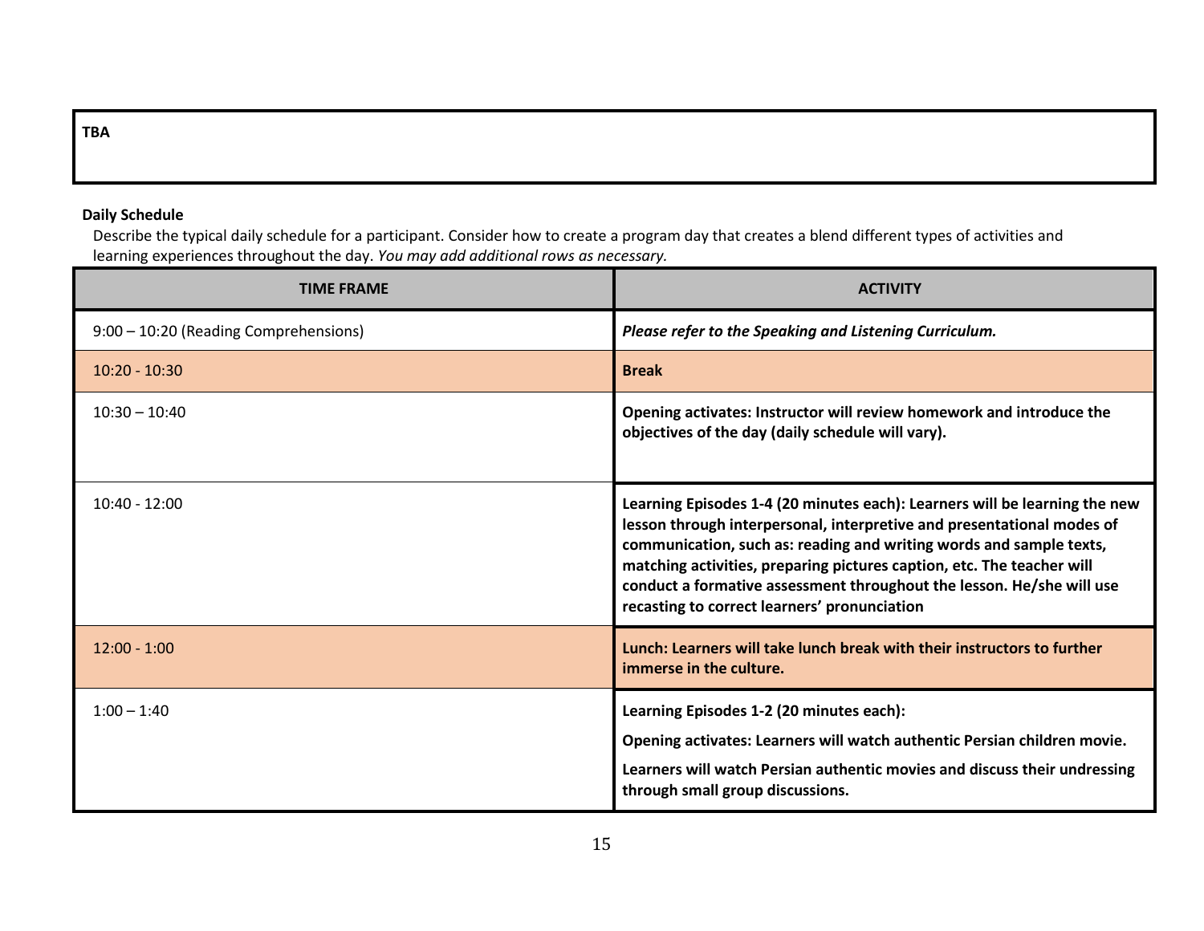| TBA |
| --- |

**Daily Schedule**

Describe the typical daily schedule for a participant. Consider how to create a program day that creates a blend different types of activities and learning experiences throughout the day. *You may add additional rows as necessary.*

| TIME FRAME | ACTIVITY |
| --- | --- |
| 9:00 – 10:20 (Reading Comprehensions) | ***Please refer to the Speaking and Listening Curriculum.*** |
| 10:20 - 10:30 | **Break** |
| 10:30 – 10:40 | **Opening activates: Instructor will review homework and introduce the objectives of the day (daily schedule will vary).** |
| 10:40 - 12:00 | **Learning Episodes 1-4 (20 minutes each): Learners will be learning the new lesson through interpersonal, interpretive and presentational modes of communication, such as: reading and writing words and sample texts, matching activities, preparing pictures caption, etc. The teacher will conduct a formative assessment throughout the lesson. He/she will use recasting to correct learners' pronunciation** |
| 12:00 - 1:00 | **Lunch: Learners will take lunch break with their instructors to further immerse in the culture.** |
| 1:00 – 1:40 | **Learning Episodes 1-2 (20 minutes each):**<br>**Opening activates: Learners will watch authentic Persian children movie.**<br>**Learners will watch Persian authentic movies and discuss their undressing through small group discussions.** |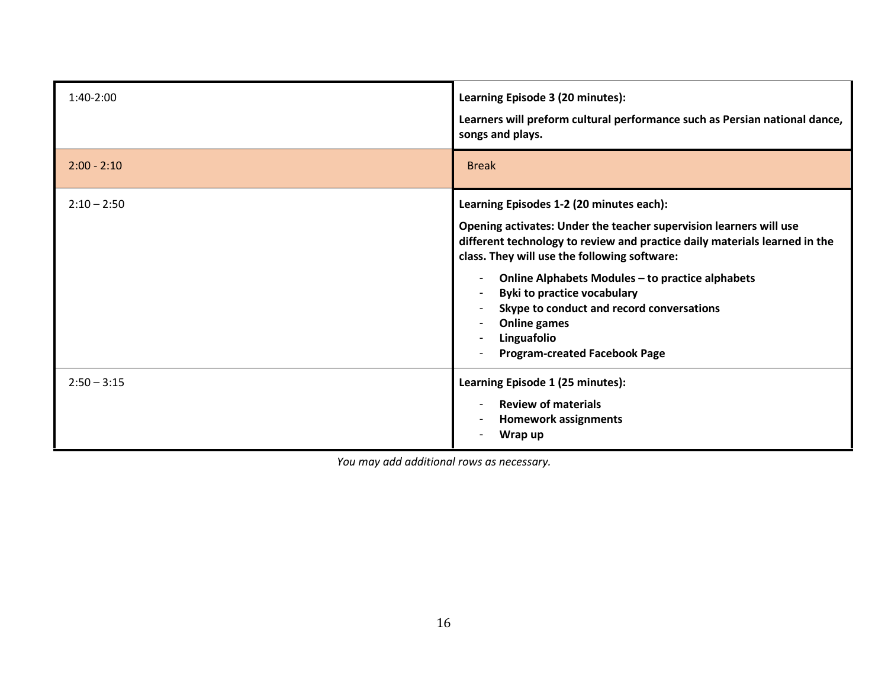| | |
|---|---|
| 1:40-2:00 | **Learning Episode 3 (20 minutes):**<br><br>**Learners will preform cultural performance such as Persian national dance, songs and plays.** |
| 2:00 - 2:10 | Break |
| 2:10 – 2:50 | **Learning Episodes 1-2 (20 minutes each):**<br><br>**Opening activates: Under the teacher supervision learners will use different technology to review and practice daily materials learned in the class. They will use the following software:**<br><br>- **Online Alphabets Modules – to practice alphabets**<br>- **Byki to practice vocabulary**<br>- **Skype to conduct and record conversations**<br>- **Online games**<br>- **Linguafolio**<br>- **Program-created Facebook Page** |
| 2:50 – 3:15 | **Learning Episode 1 (25 minutes):**<br><br>- **Review of materials**<br>- **Homework assignments**<br>- **Wrap up** |

*You may add additional rows as necessary.*